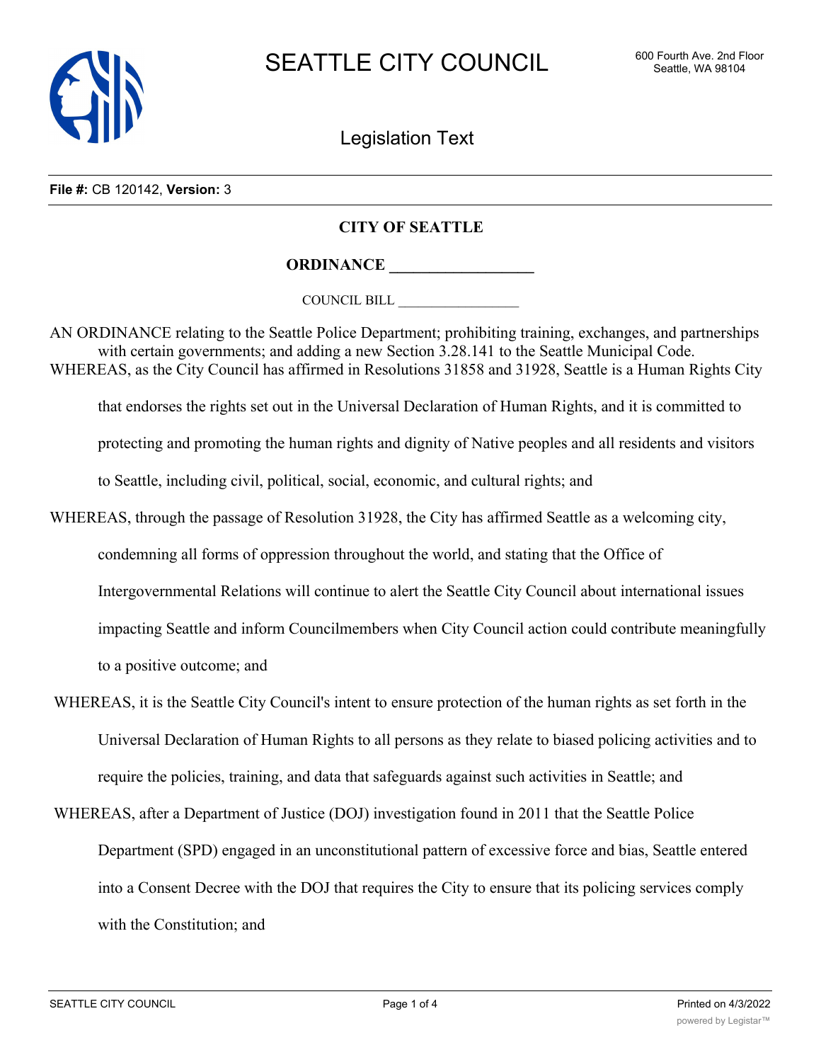# SEATTLE CITY COUNCIL

600 Fourth Ave. 2nd Floor
Seattle, WA 98104

## Legislation Text

**File #:** CB 120142, **Version:** 3

**CITY OF SEATTLE**

**ORDINANCE __________________**

COUNCIL BILL __________________

AN ORDINANCE relating to the Seattle Police Department; prohibiting training, exchanges, and partnerships with certain governments; and adding a new Section 3.28.141 to the Seattle Municipal Code.

WHEREAS, as the City Council has affirmed in Resolutions 31858 and 31928, Seattle is a Human Rights City that endorses the rights set out in the Universal Declaration of Human Rights, and it is committed to protecting and promoting the human rights and dignity of Native peoples and all residents and visitors to Seattle, including civil, political, social, economic, and cultural rights; and

WHEREAS, through the passage of Resolution 31928, the City has affirmed Seattle as a welcoming city, condemning all forms of oppression throughout the world, and stating that the Office of Intergovernmental Relations will continue to alert the Seattle City Council about international issues impacting Seattle and inform Councilmembers when City Council action could contribute meaningfully to a positive outcome; and

WHEREAS, it is the Seattle City Council's intent to ensure protection of the human rights as set forth in the Universal Declaration of Human Rights to all persons as they relate to biased policing activities and to require the policies, training, and data that safeguards against such activities in Seattle; and

WHEREAS, after a Department of Justice (DOJ) investigation found in 2011 that the Seattle Police Department (SPD) engaged in an unconstitutional pattern of excessive force and bias, Seattle entered into a Consent Decree with the DOJ that requires the City to ensure that its policing services comply with the Constitution; and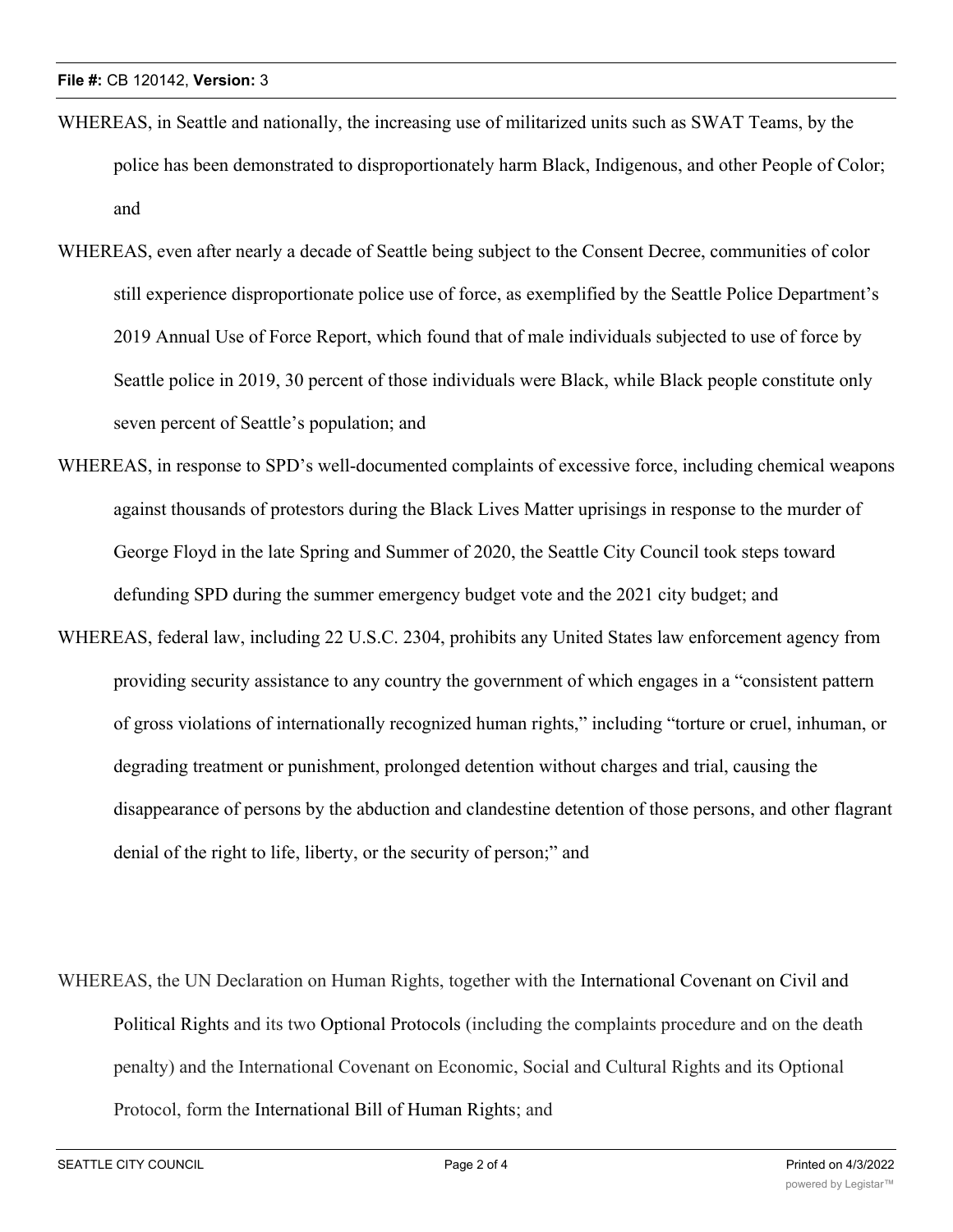WHEREAS, in Seattle and nationally, the increasing use of militarized units such as SWAT Teams, by the police has been demonstrated to disproportionately harm Black, Indigenous, and other People of Color; and

WHEREAS, even after nearly a decade of Seattle being subject to the Consent Decree, communities of color still experience disproportionate police use of force, as exemplified by the Seattle Police Department's 2019 Annual Use of Force Report, which found that of male individuals subjected to use of force by Seattle police in 2019, 30 percent of those individuals were Black, while Black people constitute only seven percent of Seattle's population; and

WHEREAS, in response to SPD's well-documented complaints of excessive force, including chemical weapons against thousands of protestors during the Black Lives Matter uprisings in response to the murder of George Floyd in the late Spring and Summer of 2020, the Seattle City Council took steps toward defunding SPD during the summer emergency budget vote and the 2021 city budget; and

WHEREAS, federal law, including 22 U.S.C. 2304, prohibits any United States law enforcement agency from providing security assistance to any country the government of which engages in a "consistent pattern of gross violations of internationally recognized human rights," including "torture or cruel, inhuman, or degrading treatment or punishment, prolonged detention without charges and trial, causing the disappearance of persons by the abduction and clandestine detention of those persons, and other flagrant denial of the right to life, liberty, or the security of person;" and

WHEREAS, the UN Declaration on Human Rights, together with the International Covenant on Civil and Political Rights and its two Optional Protocols (including the complaints procedure and on the death penalty) and the International Covenant on Economic, Social and Cultural Rights and its Optional Protocol, form the International Bill of Human Rights; and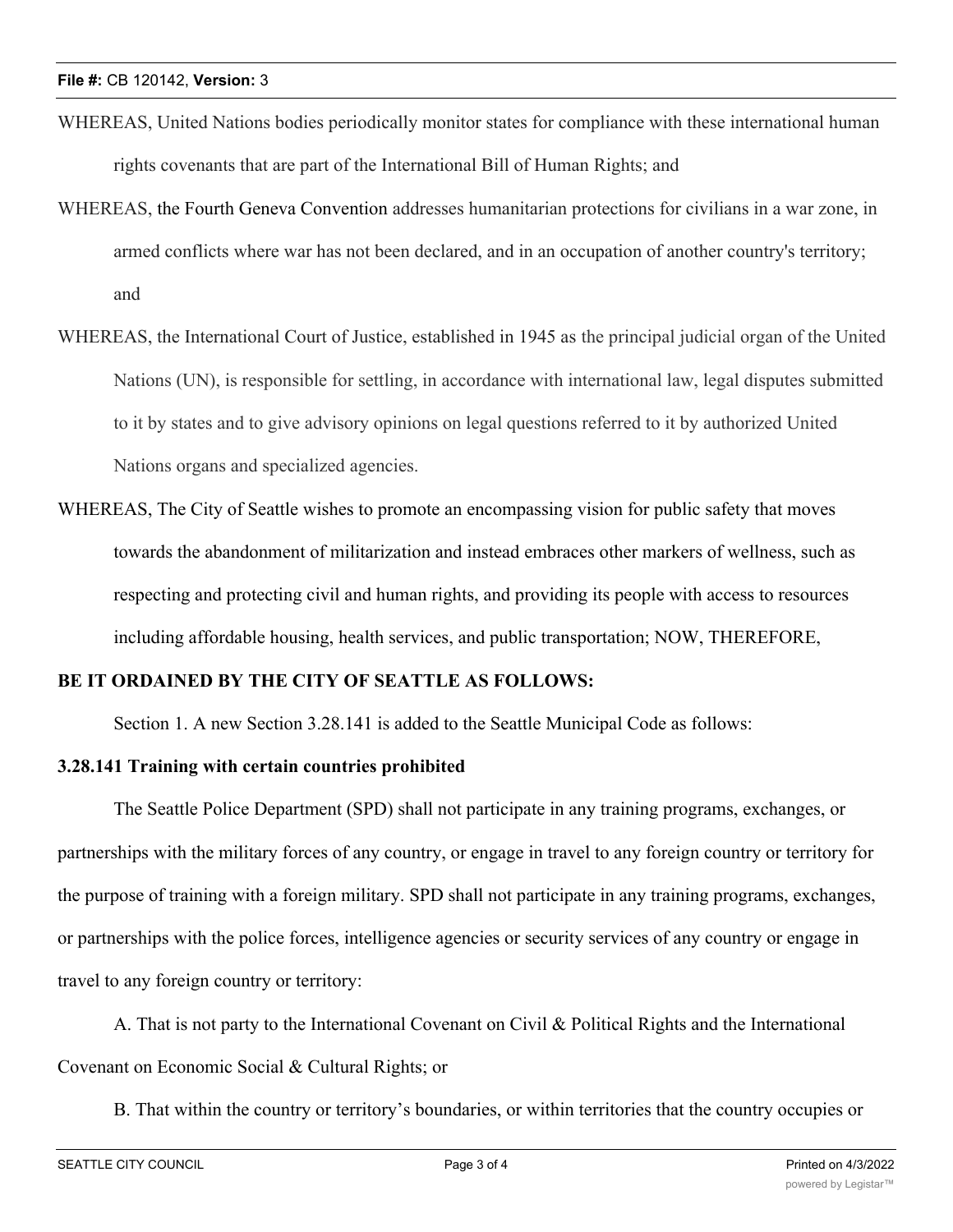WHEREAS, United Nations bodies periodically monitor states for compliance with these international human rights covenants that are part of the International Bill of Human Rights; and

WHEREAS, the Fourth Geneva Convention addresses humanitarian protections for civilians in a war zone, in armed conflicts where war has not been declared, and in an occupation of another country's territory; and

WHEREAS, the International Court of Justice, established in 1945 as the principal judicial organ of the United Nations (UN), is responsible for settling, in accordance with international law, legal disputes submitted to it by states and to give advisory opinions on legal questions referred to it by authorized United Nations organs and specialized agencies.

WHEREAS, The City of Seattle wishes to promote an encompassing vision for public safety that moves towards the abandonment of militarization and instead embraces other markers of wellness, such as respecting and protecting civil and human rights, and providing its people with access to resources including affordable housing, health services, and public transportation; NOW, THEREFORE,

**BE IT ORDAINED BY THE CITY OF SEATTLE AS FOLLOWS:**

Section 1. A new Section 3.28.141 is added to the Seattle Municipal Code as follows:

**3.28.141 Training with certain countries prohibited**

The Seattle Police Department (SPD) shall not participate in any training programs, exchanges, or partnerships with the military forces of any country, or engage in travel to any foreign country or territory for the purpose of training with a foreign military. SPD shall not participate in any training programs, exchanges, or partnerships with the police forces, intelligence agencies or security services of any country or engage in travel to any foreign country or territory:

A. That is not party to the International Covenant on Civil & Political Rights and the International Covenant on Economic Social & Cultural Rights; or

B. That within the country or territory's boundaries, or within territories that the country occupies or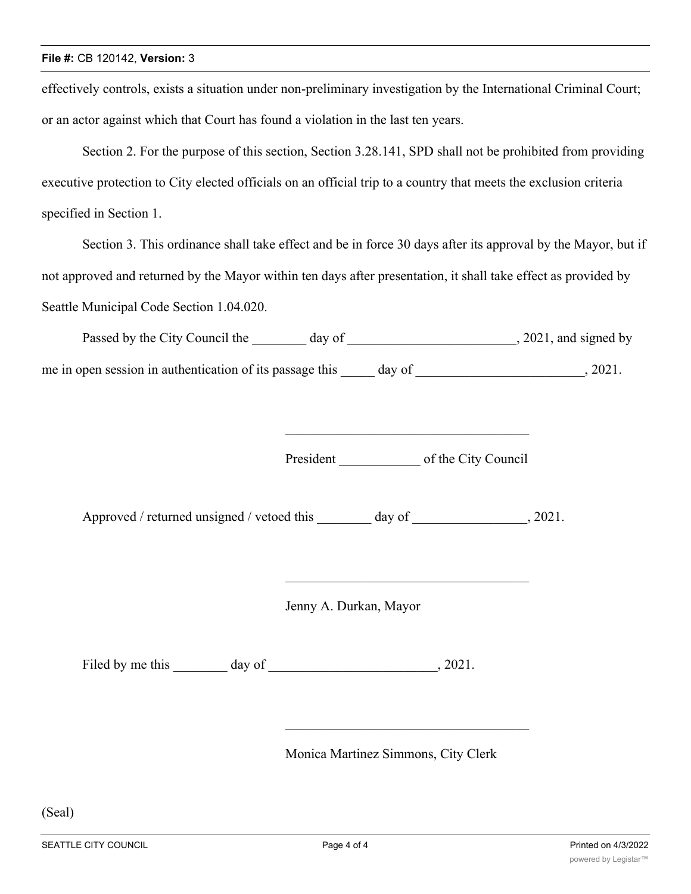effectively controls, exists a situation under non-preliminary investigation by the International Criminal Court; or an actor against which that Court has found a violation in the last ten years.

Section 2. For the purpose of this section, Section 3.28.141, SPD shall not be prohibited from providing executive protection to City elected officials on an official trip to a country that meets the exclusion criteria specified in Section 1.

Section 3. This ordinance shall take effect and be in force 30 days after its approval by the Mayor, but if not approved and returned by the Mayor within ten days after presentation, it shall take effect as provided by Seattle Municipal Code Section 1.04.020.

Passed by the City Council the ________ day of _________________________, 2021, and signed by me in open session in authentication of its passage this _____ day of _________________________, 2021.

____________________________________

President ____________ of the City Council

Approved / returned unsigned / vetoed this ________ day of _________________, 2021.

____________________________________

Jenny A. Durkan, Mayor

Filed by me this ________ day of _________________________, 2021.

____________________________________

Monica Martinez Simmons, City Clerk

(Seal)